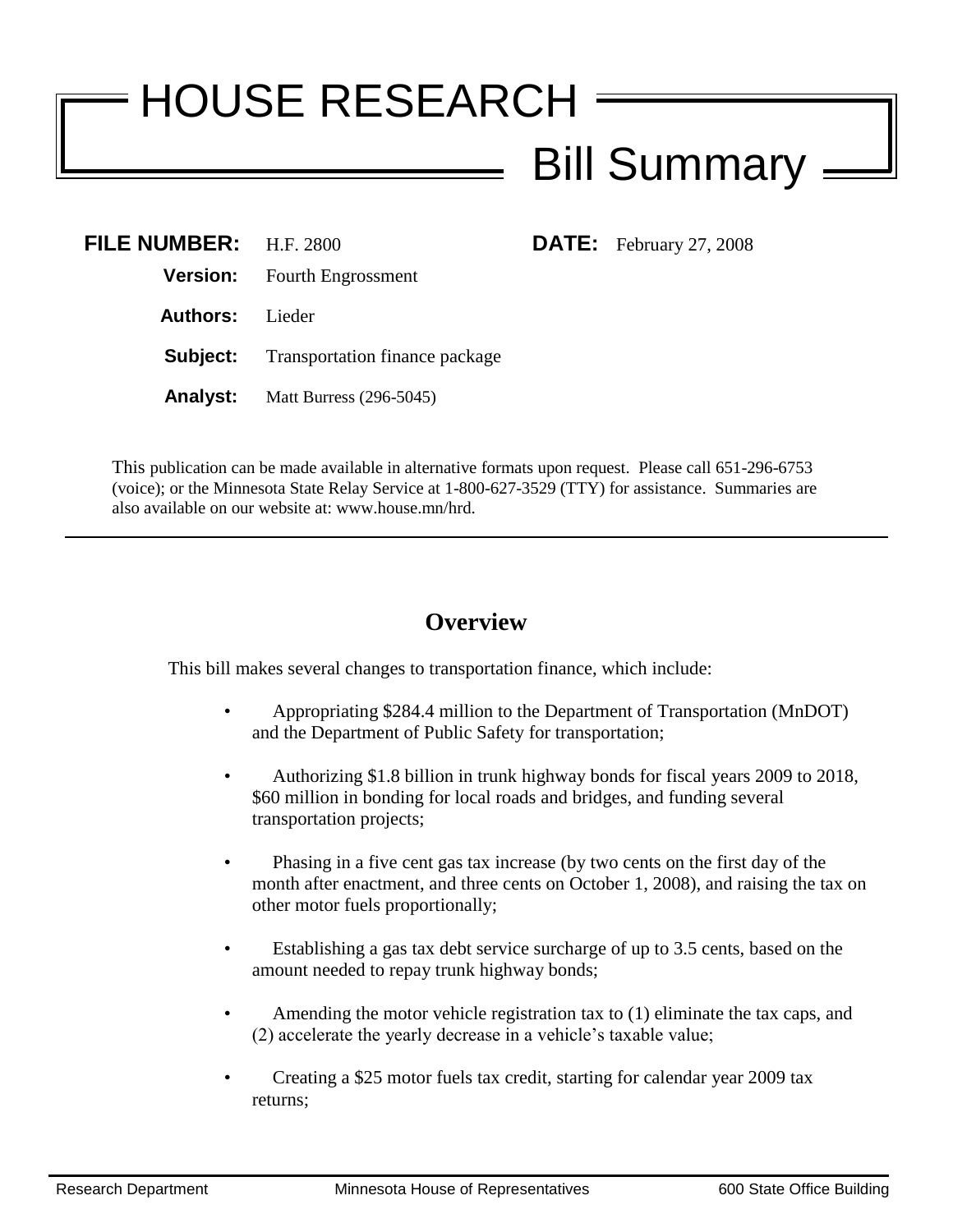# HOUSE RESEARCH

## Bill Summary

**FILE NUMBER:** H.F. 2800

**DATE:** February 27, 2008

**Version:** Fourth Engrossment

**Authors:** Lieder

**Subject:** Transportation finance package

**Analyst:** Matt Burress (296-5045)

This publication can be made available in alternative formats upon request. Please call 651-296-6753 (voice); or the Minnesota State Relay Service at 1-800-627-3529 (TTY) for assistance. Summaries are also available on our website at: www.house.mn/hrd.

---

## Overview

This bill makes several changes to transportation finance, which include:

- Appropriating $284.4 million to the Department of Transportation (MnDOT) and the Department of Public Safety for transportation;
- Authorizing $1.8 billion in trunk highway bonds for fiscal years 2009 to 2018, $60 million in bonding for local roads and bridges, and funding several transportation projects;
- Phasing in a five cent gas tax increase (by two cents on the first day of the month after enactment, and three cents on October 1, 2008), and raising the tax on other motor fuels proportionally;
- Establishing a gas tax debt service surcharge of up to 3.5 cents, based on the amount needed to repay trunk highway bonds;
- Amending the motor vehicle registration tax to (1) eliminate the tax caps, and (2) accelerate the yearly decrease in a vehicle's taxable value;
- Creating a $25 motor fuels tax credit, starting for calendar year 2009 tax returns;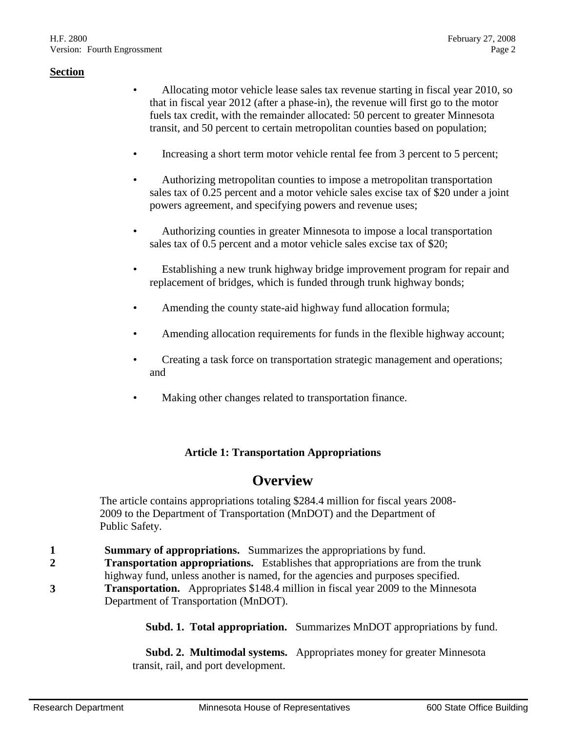**Section**

- Allocating motor vehicle lease sales tax revenue starting in fiscal year 2010, so that in fiscal year 2012 (after a phase-in), the revenue will first go to the motor fuels tax credit, with the remainder allocated: 50 percent to greater Minnesota transit, and 50 percent to certain metropolitan counties based on population;
- Increasing a short term motor vehicle rental fee from 3 percent to 5 percent;
- Authorizing metropolitan counties to impose a metropolitan transportation sales tax of 0.25 percent and a motor vehicle sales excise tax of $20 under a joint powers agreement, and specifying powers and revenue uses;
- Authorizing counties in greater Minnesota to impose a local transportation sales tax of 0.5 percent and a motor vehicle sales excise tax of $20;
- Establishing a new trunk highway bridge improvement program for repair and replacement of bridges, which is funded through trunk highway bonds;
- Amending the county state-aid highway fund allocation formula;
- Amending allocation requirements for funds in the flexible highway account;
- Creating a task force on transportation strategic management and operations; and
- Making other changes related to transportation finance.

### Article 1: Transportation Appropriations

## Overview

The article contains appropriations totaling $284.4 million for fiscal years 2008-2009 to the Department of Transportation (MnDOT) and the Department of Public Safety.

**1** **Summary of appropriations.** Summarizes the appropriations by fund.

**2** **Transportation appropriations.** Establishes that appropriations are from the trunk highway fund, unless another is named, for the agencies and purposes specified.

**3** **Transportation.** Appropriates $148.4 million in fiscal year 2009 to the Minnesota Department of Transportation (MnDOT).

**Subd. 1. Total appropriation.** Summarizes MnDOT appropriations by fund.

**Subd. 2. Multimodal systems.** Appropriates money for greater Minnesota transit, rail, and port development.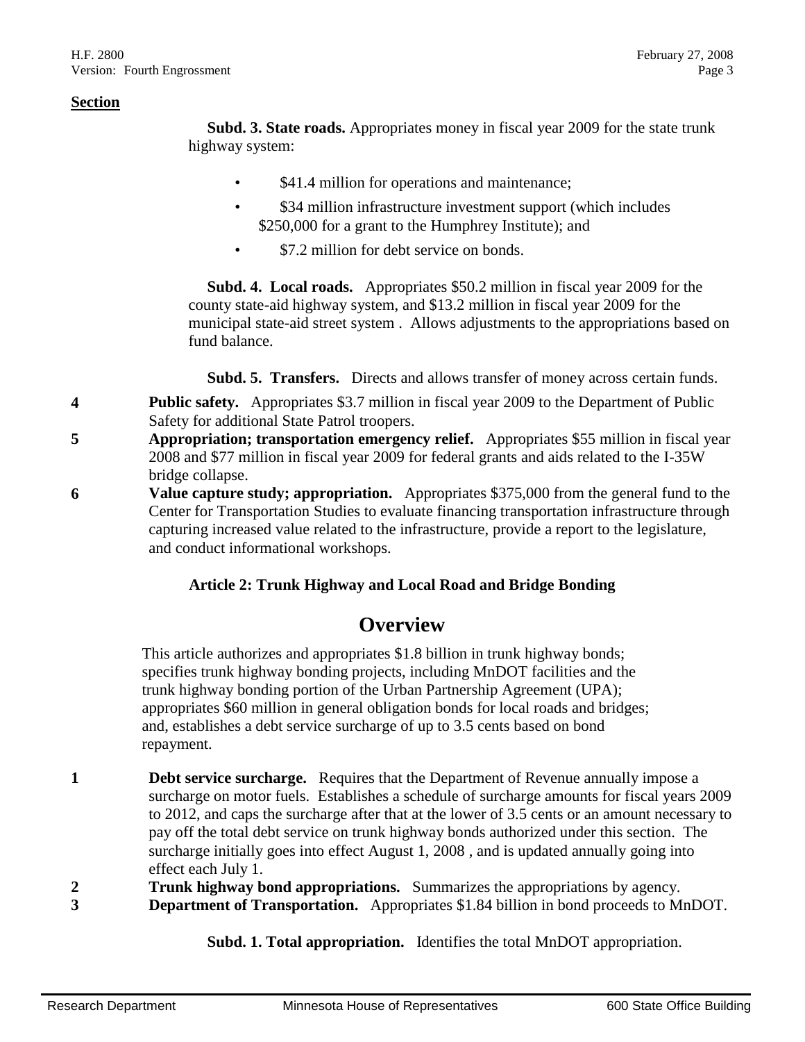**Section**

**Subd. 3. State roads.** Appropriates money in fiscal year 2009 for the state trunk highway system:

- $41.4 million for operations and maintenance;
- $34 million infrastructure investment support (which includes $250,000 for a grant to the Humphrey Institute); and
- $7.2 million for debt service on bonds.

**Subd. 4. Local roads.** Appropriates $50.2 million in fiscal year 2009 for the county state-aid highway system, and $13.2 million in fiscal year 2009 for the municipal state-aid street system . Allows adjustments to the appropriations based on fund balance.

**Subd. 5. Transfers.** Directs and allows transfer of money across certain funds.

**4** **Public safety.** Appropriates $3.7 million in fiscal year 2009 to the Department of Public Safety for additional State Patrol troopers.

**5** **Appropriation; transportation emergency relief.** Appropriates $55 million in fiscal year 2008 and $77 million in fiscal year 2009 for federal grants and aids related to the I-35W bridge collapse.

**6** **Value capture study; appropriation.** Appropriates $375,000 from the general fund to the Center for Transportation Studies to evaluate financing transportation infrastructure through capturing increased value related to the infrastructure, provide a report to the legislature, and conduct informational workshops.

### Article 2: Trunk Highway and Local Road and Bridge Bonding

## Overview

This article authorizes and appropriates $1.8 billion in trunk highway bonds; specifies trunk highway bonding projects, including MnDOT facilities and the trunk highway bonding portion of the Urban Partnership Agreement (UPA); appropriates $60 million in general obligation bonds for local roads and bridges; and, establishes a debt service surcharge of up to 3.5 cents based on bond repayment.

**1** **Debt service surcharge.** Requires that the Department of Revenue annually impose a surcharge on motor fuels. Establishes a schedule of surcharge amounts for fiscal years 2009 to 2012, and caps the surcharge after that at the lower of 3.5 cents or an amount necessary to pay off the total debt service on trunk highway bonds authorized under this section. The surcharge initially goes into effect August 1, 2008 , and is updated annually going into effect each July 1.

**2** **Trunk highway bond appropriations.** Summarizes the appropriations by agency.

**3** **Department of Transportation.** Appropriates $1.84 billion in bond proceeds to MnDOT.

**Subd. 1. Total appropriation.** Identifies the total MnDOT appropriation.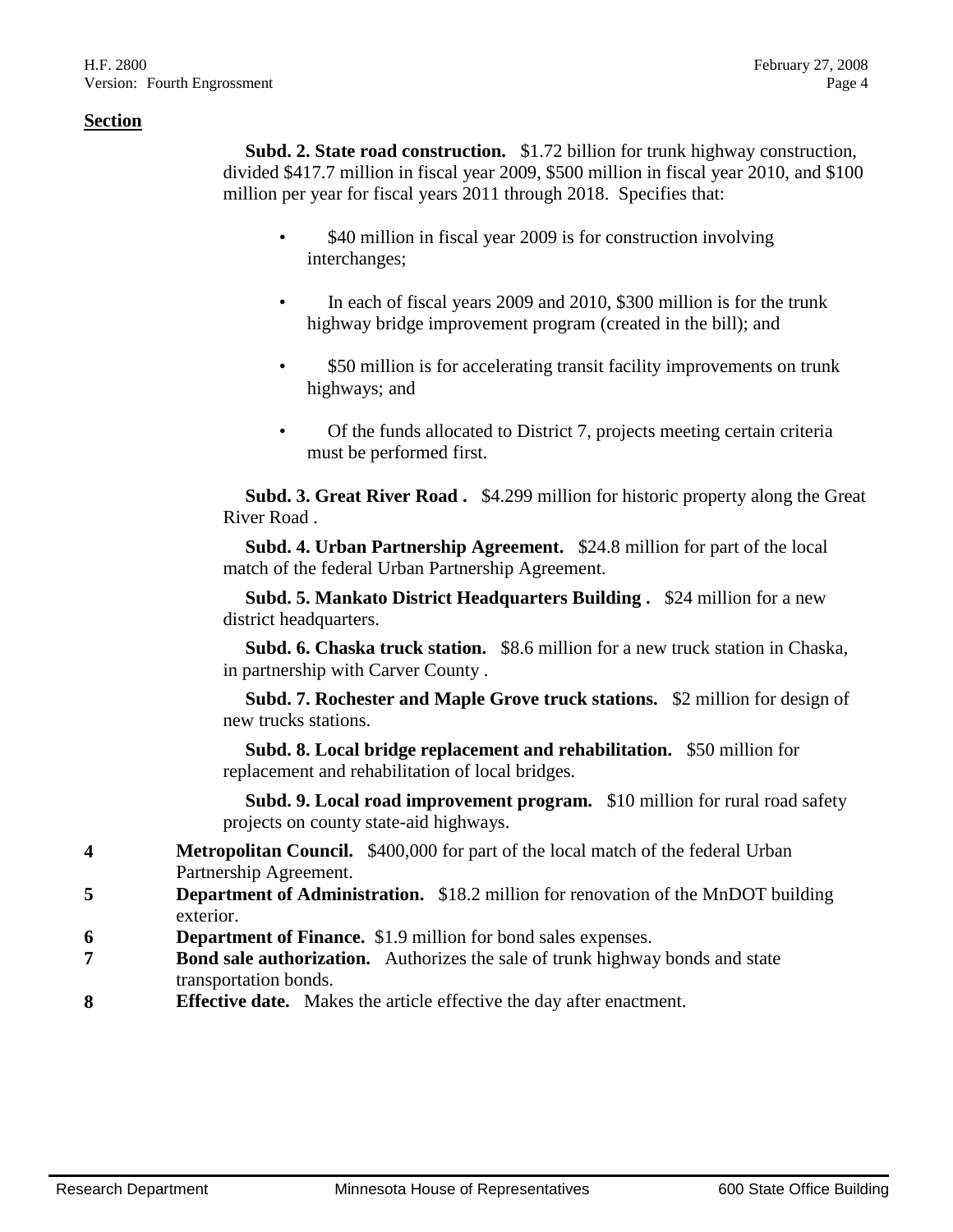**Section**

**Subd. 2. State road construction.** $1.72 billion for trunk highway construction, divided $417.7 million in fiscal year 2009, $500 million in fiscal year 2010, and $100 million per year for fiscal years 2011 through 2018. Specifies that:

- $40 million in fiscal year 2009 is for construction involving interchanges;
- In each of fiscal years 2009 and 2010, $300 million is for the trunk highway bridge improvement program (created in the bill); and
- $50 million is for accelerating transit facility improvements on trunk highways; and
- Of the funds allocated to District 7, projects meeting certain criteria must be performed first.

**Subd. 3. Great River Road .** $4.299 million for historic property along the Great River Road .

**Subd. 4. Urban Partnership Agreement.** $24.8 million for part of the local match of the federal Urban Partnership Agreement.

**Subd. 5. Mankato District Headquarters Building .** $24 million for a new district headquarters.

**Subd. 6. Chaska truck station.** $8.6 million for a new truck station in Chaska, in partnership with Carver County .

**Subd. 7. Rochester and Maple Grove truck stations.** $2 million for design of new trucks stations.

**Subd. 8. Local bridge replacement and rehabilitation.** $50 million for replacement and rehabilitation of local bridges.

**Subd. 9. Local road improvement program.** $10 million for rural road safety projects on county state-aid highways.

**4** **Metropolitan Council.** $400,000 for part of the local match of the federal Urban Partnership Agreement.

**5** **Department of Administration.** $18.2 million for renovation of the MnDOT building exterior.

**6** **Department of Finance.** $1.9 million for bond sales expenses.

**7** **Bond sale authorization.** Authorizes the sale of trunk highway bonds and state transportation bonds.

**8** **Effective date.** Makes the article effective the day after enactment.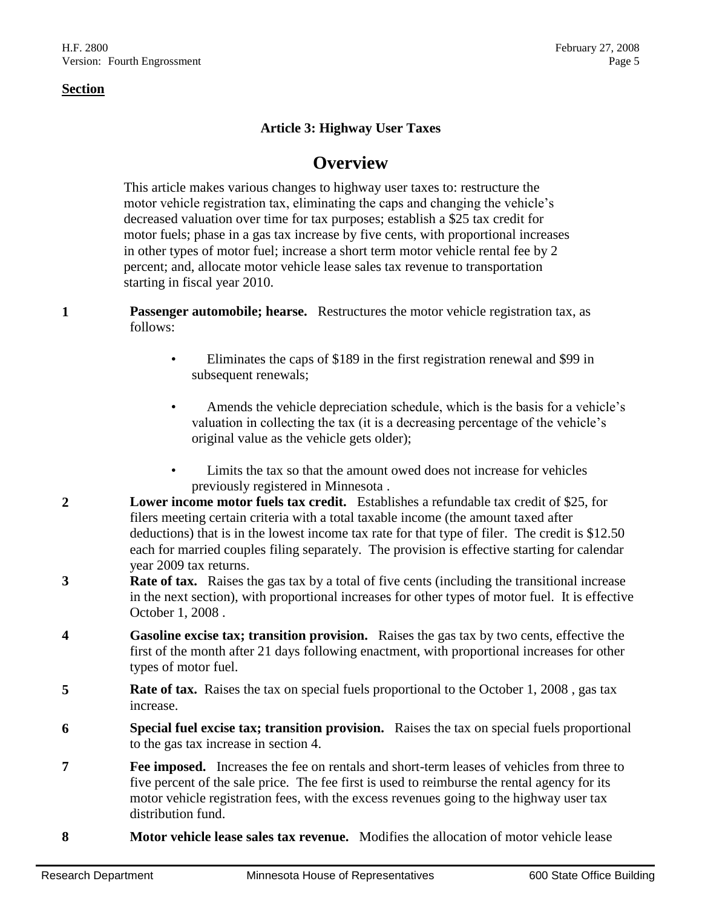**Section**

### Article 3: Highway User Taxes

## Overview

This article makes various changes to highway user taxes to: restructure the motor vehicle registration tax, eliminating the caps and changing the vehicle's decreased valuation over time for tax purposes; establish a $25 tax credit for motor fuels; phase in a gas tax increase by five cents, with proportional increases in other types of motor fuel; increase a short term motor vehicle rental fee by 2 percent; and, allocate motor vehicle lease sales tax revenue to transportation starting in fiscal year 2010.

**1** **Passenger automobile; hearse.** Restructures the motor vehicle registration tax, as follows:

- Eliminates the caps of $189 in the first registration renewal and $99 in subsequent renewals;
- Amends the vehicle depreciation schedule, which is the basis for a vehicle's valuation in collecting the tax (it is a decreasing percentage of the vehicle's original value as the vehicle gets older);
- Limits the tax so that the amount owed does not increase for vehicles previously registered in Minnesota .

**2** **Lower income motor fuels tax credit.** Establishes a refundable tax credit of $25, for filers meeting certain criteria with a total taxable income (the amount taxed after deductions) that is in the lowest income tax rate for that type of filer. The credit is $12.50 each for married couples filing separately. The provision is effective starting for calendar year 2009 tax returns.

**3** **Rate of tax.** Raises the gas tax by a total of five cents (including the transitional increase in the next section), with proportional increases for other types of motor fuel. It is effective October 1, 2008 .

**4** **Gasoline excise tax; transition provision.** Raises the gas tax by two cents, effective the first of the month after 21 days following enactment, with proportional increases for other types of motor fuel.

**5** **Rate of tax.** Raises the tax on special fuels proportional to the October 1, 2008 , gas tax increase.

**6** **Special fuel excise tax; transition provision.** Raises the tax on special fuels proportional to the gas tax increase in section 4.

**7** **Fee imposed.** Increases the fee on rentals and short-term leases of vehicles from three to five percent of the sale price. The fee first is used to reimburse the rental agency for its motor vehicle registration fees, with the excess revenues going to the highway user tax distribution fund.

**8** **Motor vehicle lease sales tax revenue.** Modifies the allocation of motor vehicle lease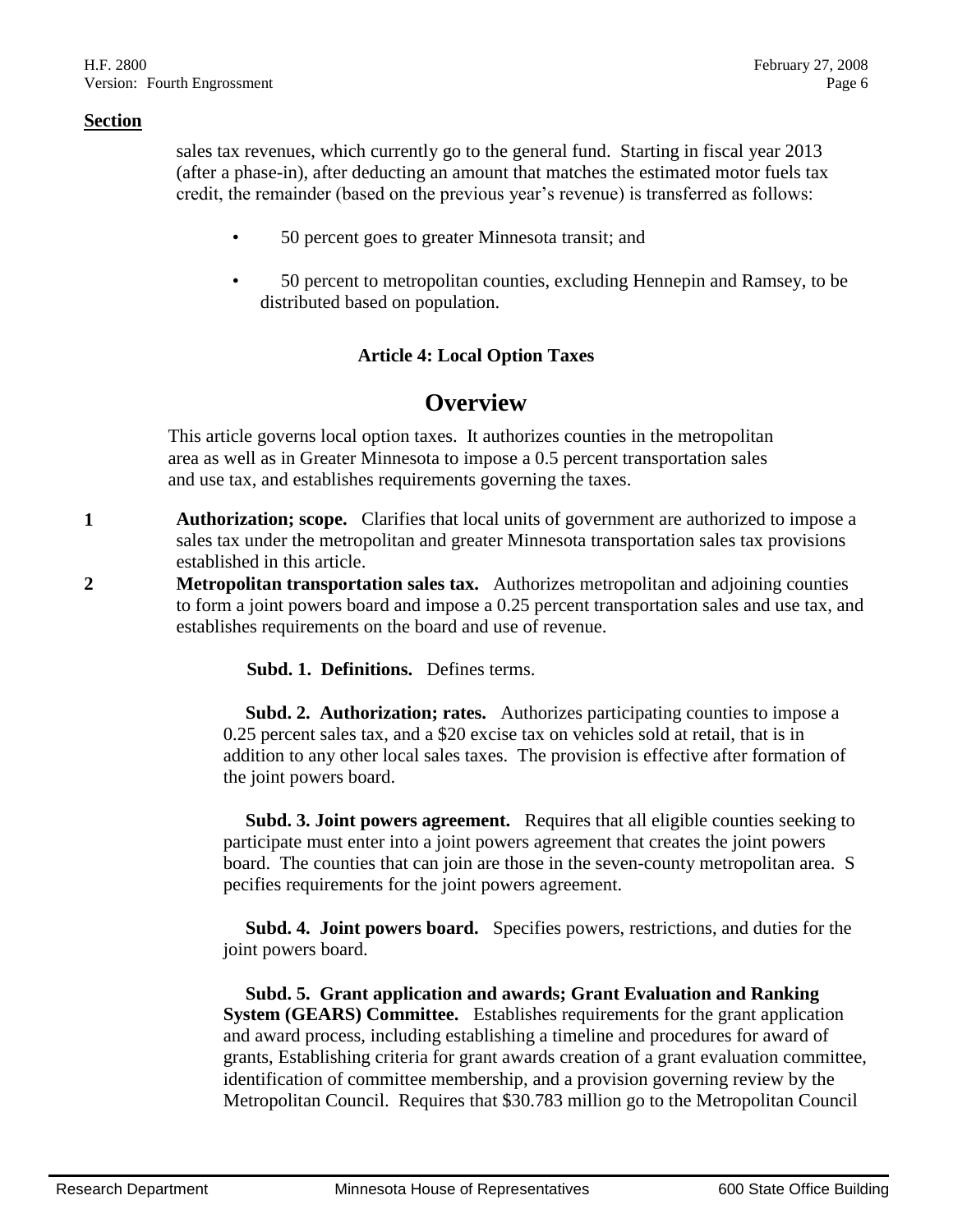**Section**

sales tax revenues, which currently go to the general fund. Starting in fiscal year 2013 (after a phase-in), after deducting an amount that matches the estimated motor fuels tax credit, the remainder (based on the previous year's revenue) is transferred as follows:

- 50 percent goes to greater Minnesota transit; and
- 50 percent to metropolitan counties, excluding Hennepin and Ramsey, to be distributed based on population.

**Article 4: Local Option Taxes**

## Overview

This article governs local option taxes. It authorizes counties in the metropolitan area as well as in Greater Minnesota to impose a 0.5 percent transportation sales and use tax, and establishes requirements governing the taxes.

1 **Authorization; scope.** Clarifies that local units of government are authorized to impose a sales tax under the metropolitan and greater Minnesota transportation sales tax provisions established in this article.

2 **Metropolitan transportation sales tax.** Authorizes metropolitan and adjoining counties to form a joint powers board and impose a 0.25 percent transportation sales and use tax, and establishes requirements on the board and use of revenue.

**Subd. 1. Definitions.** Defines terms.

**Subd. 2. Authorization; rates.** Authorizes participating counties to impose a 0.25 percent sales tax, and a $20 excise tax on vehicles sold at retail, that is in addition to any other local sales taxes. The provision is effective after formation of the joint powers board.

**Subd. 3. Joint powers agreement.** Requires that all eligible counties seeking to participate must enter into a joint powers agreement that creates the joint powers board. The counties that can join are those in the seven-county metropolitan area. S pecifies requirements for the joint powers agreement.

**Subd. 4. Joint powers board.** Specifies powers, restrictions, and duties for the joint powers board.

**Subd. 5. Grant application and awards; Grant Evaluation and Ranking System (GEARS) Committee.** Establishes requirements for the grant application and award process, including establishing a timeline and procedures for award of grants, Establishing criteria for grant awards creation of a grant evaluation committee, identification of committee membership, and a provision governing review by the Metropolitan Council. Requires that $30.783 million go to the Metropolitan Council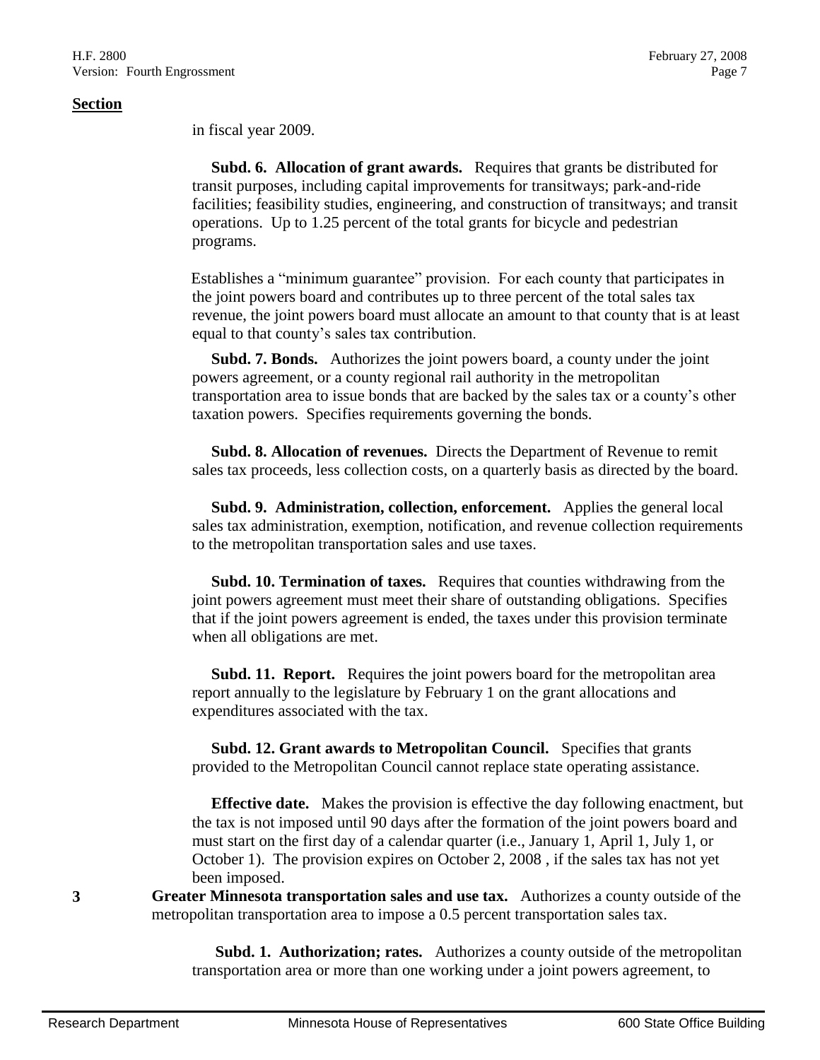**Section**

in fiscal year 2009.

**Subd. 6. Allocation of grant awards.** Requires that grants be distributed for transit purposes, including capital improvements for transitways; park-and-ride facilities; feasibility studies, engineering, and construction of transitways; and transit operations. Up to 1.25 percent of the total grants for bicycle and pedestrian programs.

Establishes a "minimum guarantee" provision. For each county that participates in the joint powers board and contributes up to three percent of the total sales tax revenue, the joint powers board must allocate an amount to that county that is at least equal to that county's sales tax contribution.

**Subd. 7. Bonds.** Authorizes the joint powers board, a county under the joint powers agreement, or a county regional rail authority in the metropolitan transportation area to issue bonds that are backed by the sales tax or a county's other taxation powers. Specifies requirements governing the bonds.

**Subd. 8. Allocation of revenues.** Directs the Department of Revenue to remit sales tax proceeds, less collection costs, on a quarterly basis as directed by the board.

**Subd. 9. Administration, collection, enforcement.** Applies the general local sales tax administration, exemption, notification, and revenue collection requirements to the metropolitan transportation sales and use taxes.

**Subd. 10. Termination of taxes.** Requires that counties withdrawing from the joint powers agreement must meet their share of outstanding obligations. Specifies that if the joint powers agreement is ended, the taxes under this provision terminate when all obligations are met.

**Subd. 11. Report.** Requires the joint powers board for the metropolitan area report annually to the legislature by February 1 on the grant allocations and expenditures associated with the tax.

**Subd. 12. Grant awards to Metropolitan Council.** Specifies that grants provided to the Metropolitan Council cannot replace state operating assistance.

**Effective date.** Makes the provision is effective the day following enactment, but the tax is not imposed until 90 days after the formation of the joint powers board and must start on the first day of a calendar quarter (i.e., January 1, April 1, July 1, or October 1). The provision expires on October 2, 2008 , if the sales tax has not yet been imposed.

**3** **Greater Minnesota transportation sales and use tax.** Authorizes a county outside of the metropolitan transportation area to impose a 0.5 percent transportation sales tax.

**Subd. 1. Authorization; rates.** Authorizes a county outside of the metropolitan transportation area or more than one working under a joint powers agreement, to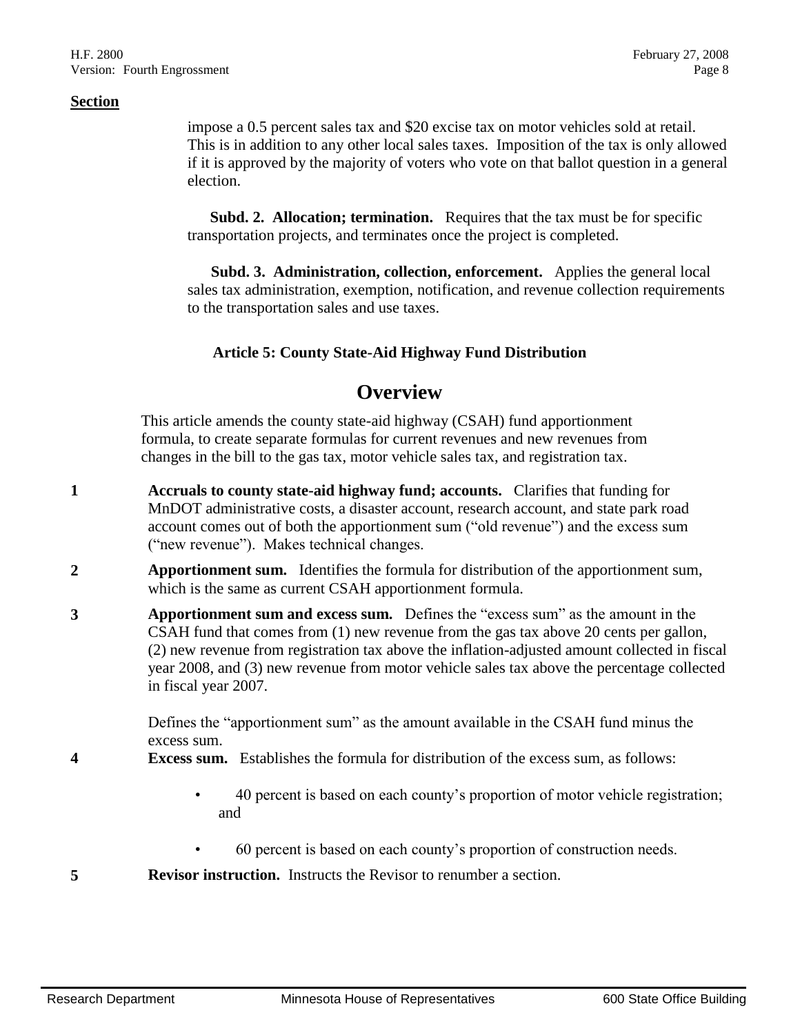**Section**

impose a 0.5 percent sales tax and $20 excise tax on motor vehicles sold at retail. This is in addition to any other local sales taxes. Imposition of the tax is only allowed if it is approved by the majority of voters who vote on that ballot question in a general election.

**Subd. 2. Allocation; termination.** Requires that the tax must be for specific transportation projects, and terminates once the project is completed.

**Subd. 3. Administration, collection, enforcement.** Applies the general local sales tax administration, exemption, notification, and revenue collection requirements to the transportation sales and use taxes.

### Article 5: County State-Aid Highway Fund Distribution

## Overview

This article amends the county state-aid highway (CSAH) fund apportionment formula, to create separate formulas for current revenues and new revenues from changes in the bill to the gas tax, motor vehicle sales tax, and registration tax.

**1** **Accruals to county state-aid highway fund; accounts.** Clarifies that funding for MnDOT administrative costs, a disaster account, research account, and state park road account comes out of both the apportionment sum ("old revenue") and the excess sum ("new revenue"). Makes technical changes.

**2** **Apportionment sum.** Identifies the formula for distribution of the apportionment sum, which is the same as current CSAH apportionment formula.

**3** **Apportionment sum and excess sum.** Defines the "excess sum" as the amount in the CSAH fund that comes from (1) new revenue from the gas tax above 20 cents per gallon, (2) new revenue from registration tax above the inflation-adjusted amount collected in fiscal year 2008, and (3) new revenue from motor vehicle sales tax above the percentage collected in fiscal year 2007.

Defines the "apportionment sum" as the amount available in the CSAH fund minus the excess sum.

**4** **Excess sum.** Establishes the formula for distribution of the excess sum, as follows:

- 40 percent is based on each county's proportion of motor vehicle registration; and
- 60 percent is based on each county's proportion of construction needs.

**5** **Revisor instruction.** Instructs the Revisor to renumber a section.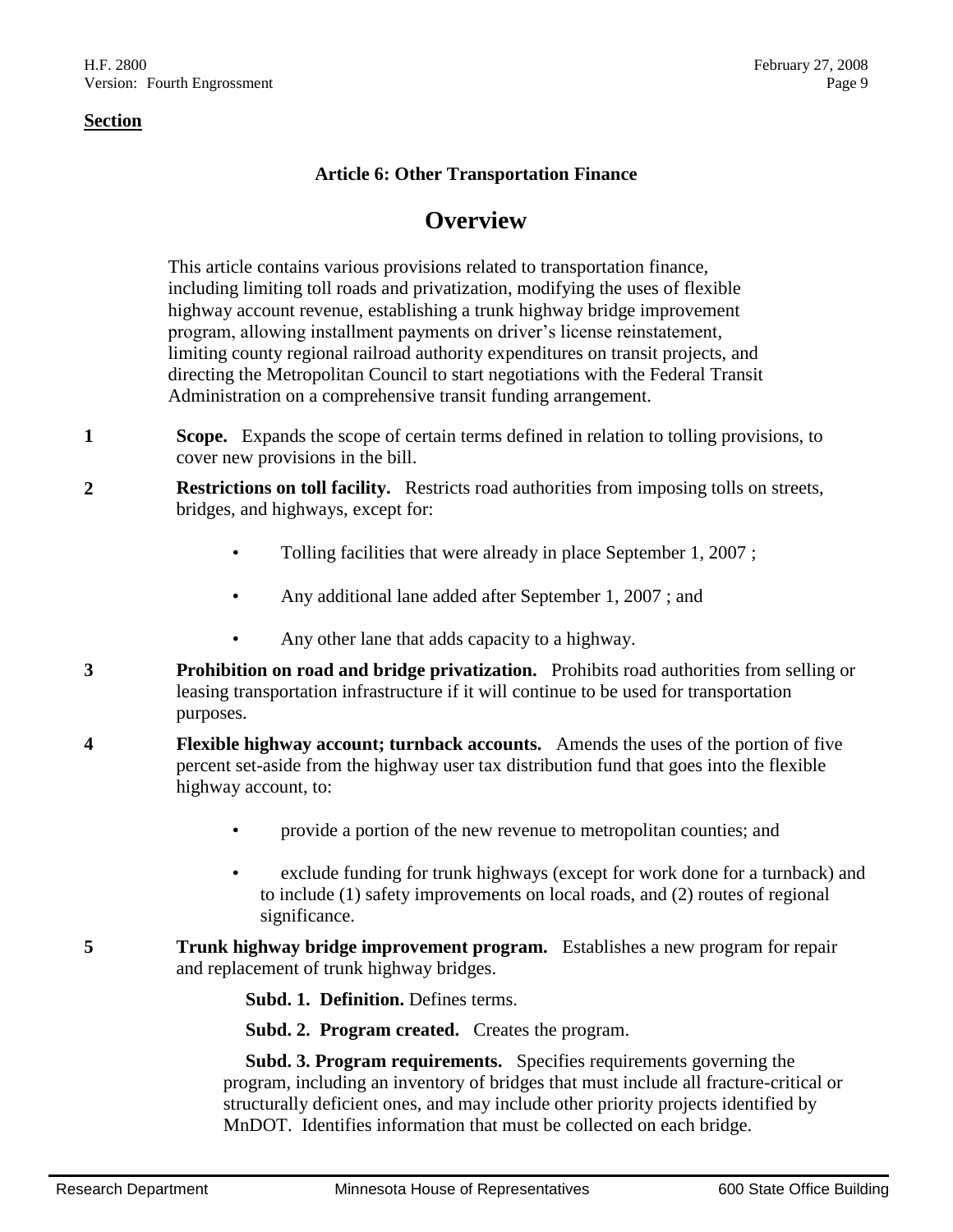**Section**

### Article 6: Other Transportation Finance

## Overview

This article contains various provisions related to transportation finance, including limiting toll roads and privatization, modifying the uses of flexible highway account revenue, establishing a trunk highway bridge improvement program, allowing installment payments on driver's license reinstatement, limiting county regional railroad authority expenditures on transit projects, and directing the Metropolitan Council to start negotiations with the Federal Transit Administration on a comprehensive transit funding arrangement.

**1** **Scope.** Expands the scope of certain terms defined in relation to tolling provisions, to cover new provisions in the bill.

**2** **Restrictions on toll facility.** Restricts road authorities from imposing tolls on streets, bridges, and highways, except for:

- Tolling facilities that were already in place September 1, 2007 ;
- Any additional lane added after September 1, 2007 ; and
- Any other lane that adds capacity to a highway.

**3** **Prohibition on road and bridge privatization.** Prohibits road authorities from selling or leasing transportation infrastructure if it will continue to be used for transportation purposes.

**4** **Flexible highway account; turnback accounts.** Amends the uses of the portion of five percent set-aside from the highway user tax distribution fund that goes into the flexible highway account, to:

- provide a portion of the new revenue to metropolitan counties; and
- exclude funding for trunk highways (except for work done for a turnback) and to include (1) safety improvements on local roads, and (2) routes of regional significance.

**5** **Trunk highway bridge improvement program.** Establishes a new program for repair and replacement of trunk highway bridges.

**Subd. 1. Definition.** Defines terms.

**Subd. 2. Program created.** Creates the program.

**Subd. 3. Program requirements.** Specifies requirements governing the program, including an inventory of bridges that must include all fracture-critical or structurally deficient ones, and may include other priority projects identified by MnDOT. Identifies information that must be collected on each bridge.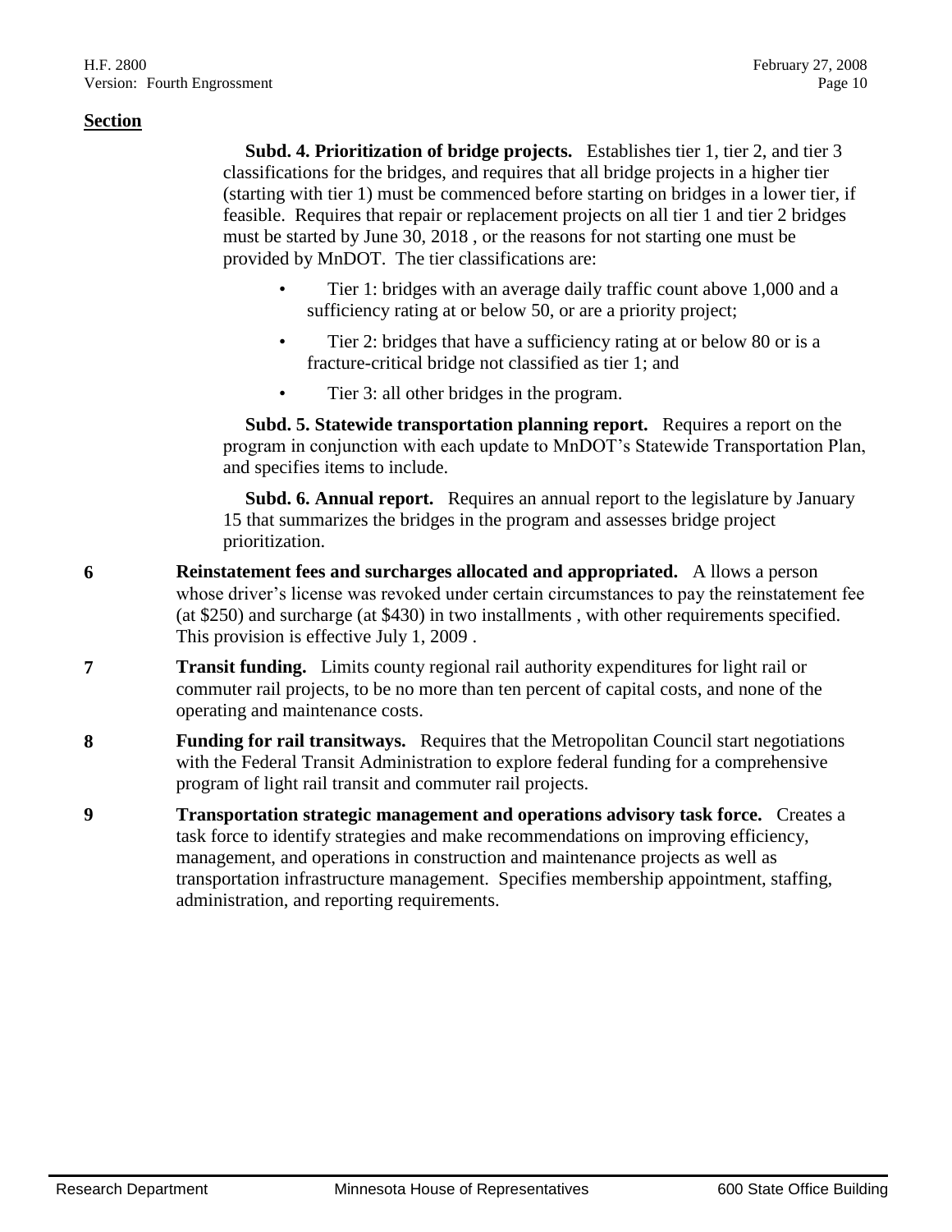**Section**

**Subd. 4. Prioritization of bridge projects.** Establishes tier 1, tier 2, and tier 3 classifications for the bridges, and requires that all bridge projects in a higher tier (starting with tier 1) must be commenced before starting on bridges in a lower tier, if feasible. Requires that repair or replacement projects on all tier 1 and tier 2 bridges must be started by June 30, 2018 , or the reasons for not starting one must be provided by MnDOT. The tier classifications are:

- Tier 1: bridges with an average daily traffic count above 1,000 and a sufficiency rating at or below 50, or are a priority project;
- Tier 2: bridges that have a sufficiency rating at or below 80 or is a fracture-critical bridge not classified as tier 1; and
- Tier 3: all other bridges in the program.

**Subd. 5. Statewide transportation planning report.** Requires a report on the program in conjunction with each update to MnDOT's Statewide Transportation Plan, and specifies items to include.

**Subd. 6. Annual report.** Requires an annual report to the legislature by January 15 that summarizes the bridges in the program and assesses bridge project prioritization.

**6** **Reinstatement fees and surcharges allocated and appropriated.** A llows a person whose driver's license was revoked under certain circumstances to pay the reinstatement fee (at $250) and surcharge (at $430) in two installments , with other requirements specified. This provision is effective July 1, 2009 .

**7** **Transit funding.** Limits county regional rail authority expenditures for light rail or commuter rail projects, to be no more than ten percent of capital costs, and none of the operating and maintenance costs.

**8** **Funding for rail transitways.** Requires that the Metropolitan Council start negotiations with the Federal Transit Administration to explore federal funding for a comprehensive program of light rail transit and commuter rail projects.

**9** **Transportation strategic management and operations advisory task force.** Creates a task force to identify strategies and make recommendations on improving efficiency, management, and operations in construction and maintenance projects as well as transportation infrastructure management. Specifies membership appointment, staffing, administration, and reporting requirements.